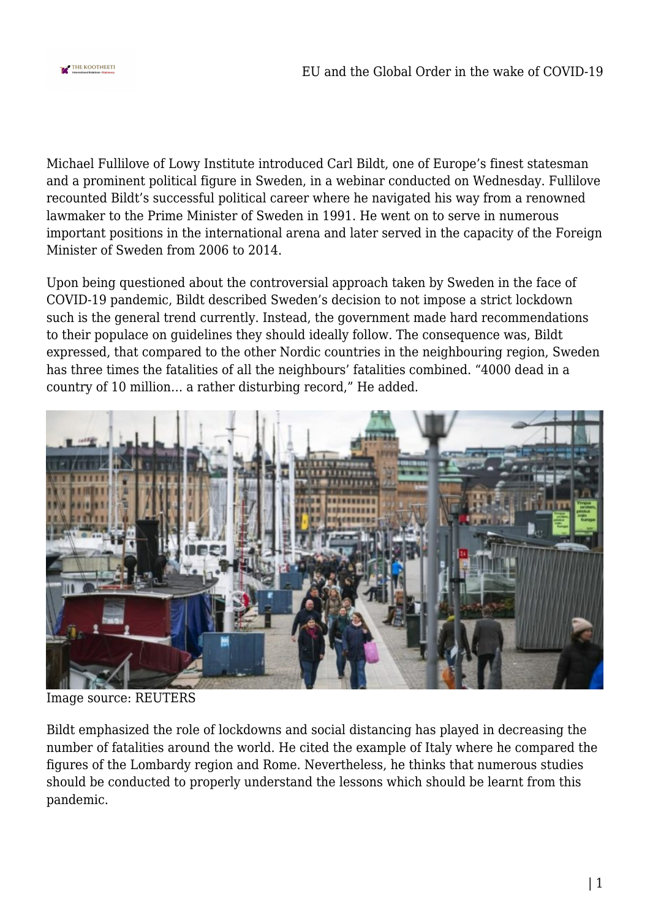Michael Fullilove of Lowy Institute introduced Carl Bildt, one of Europe's finest statesman and a prominent political figure in Sweden, in a webinar conducted on Wednesday. Fullilove recounted Bildt's successful political career where he navigated his way from a renowned lawmaker to the Prime Minister of Sweden in 1991. He went on to serve in numerous important positions in the international arena and later served in the capacity of the Foreign Minister of Sweden from 2006 to 2014.

Upon being questioned about the controversial approach taken by Sweden in the face of COVID-19 pandemic, Bildt described Sweden's decision to not impose a strict lockdown such is the general trend currently. Instead, the government made hard recommendations to their populace on guidelines they should ideally follow. The consequence was, Bildt expressed, that compared to the other Nordic countries in the neighbouring region, Sweden has three times the fatalities of all the neighbours' fatalities combined. "4000 dead in a country of 10 million… a rather disturbing record," He added.

Image source: REUTERS

Bildt emphasized the role of lockdowns and social distancing has played in decreasing the number of fatalities around the world. He cited the example of Italy where he compared the figures of the Lombardy region and Rome. Nevertheless, he thinks that numerous studies should be conducted to properly understand the lessons which should be learnt from this pandemic.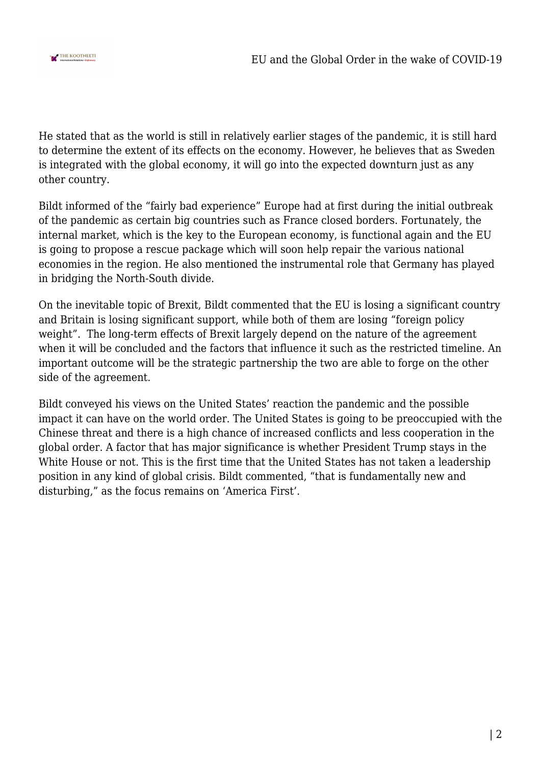He stated that as the world is still in relatively earlier stages of the pandemic, it is still hard to determine the extent of its effects on the economy. However, he believes that as Sweden is integrated with the global economy, it will go into the expected downturn just as any other country.

Bildt informed of the "fairly bad experience" Europe had at first during the initial outbreak of the pandemic as certain big countries such as France closed borders. Fortunately, the internal market, which is the key to the European economy, is functional again and the EU is going to propose a rescue package which will soon help repair the various national economies in the region. He also mentioned the instrumental role that Germany has played in bridging the North-South divide.

On the inevitable topic of Brexit, Bildt commented that the EU is losing a significant country and Britain is losing significant support, while both of them are losing "foreign policy weight". The long-term effects of Brexit largely depend on the nature of the agreement when it will be concluded and the factors that influence it such as the restricted timeline. An important outcome will be the strategic partnership the two are able to forge on the other side of the agreement.

Bildt conveyed his views on the United States' reaction the pandemic and the possible impact it can have on the world order. The United States is going to be preoccupied with the Chinese threat and there is a high chance of increased conflicts and less cooperation in the global order. A factor that has major significance is whether President Trump stays in the White House or not. This is the first time that the United States has not taken a leadership position in any kind of global crisis. Bildt commented, "that is fundamentally new and disturbing," as the focus remains on 'America First'.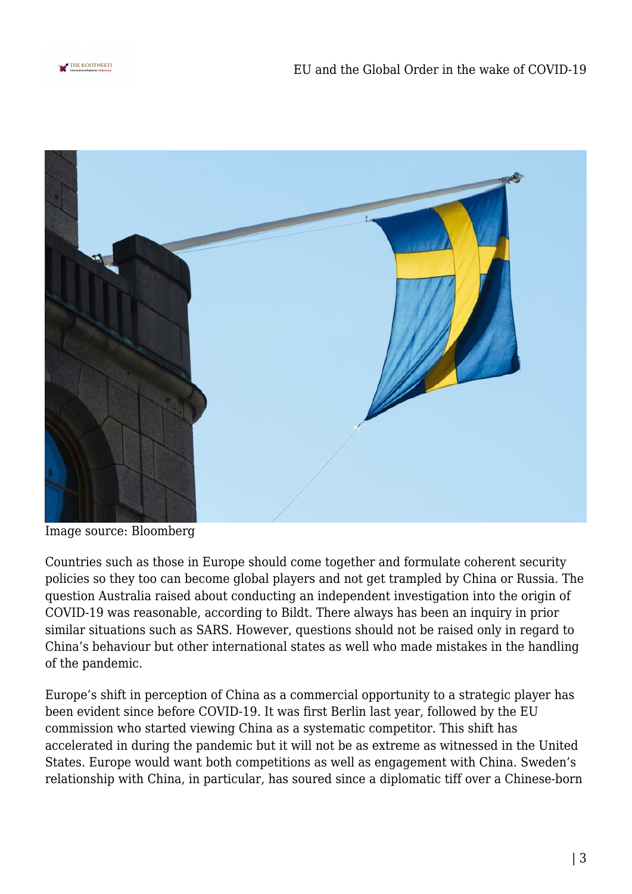Image source: Bloomberg

Countries such as those in Europe should come together and formulate coherent security policies so they too can become global players and not get trampled by China or Russia. The question Australia raised about conducting an independent investigation into the origin of COVID-19 was reasonable, according to Bildt. There always has been an inquiry in prior similar situations such as SARS. However, questions should not be raised only in regard to China's behaviour but other international states as well who made mistakes in the handling of the pandemic.

Europe's shift in perception of China as a commercial opportunity to a strategic player has been evident since before COVID-19. It was first Berlin last year, followed by the EU commission who started viewing China as a systematic competitor. This shift has accelerated in during the pandemic but it will not be as extreme as witnessed in the United States. Europe would want both competitions as well as engagement with China. Sweden's relationship with China, in particular, has soured since a diplomatic tiff over a Chinese-born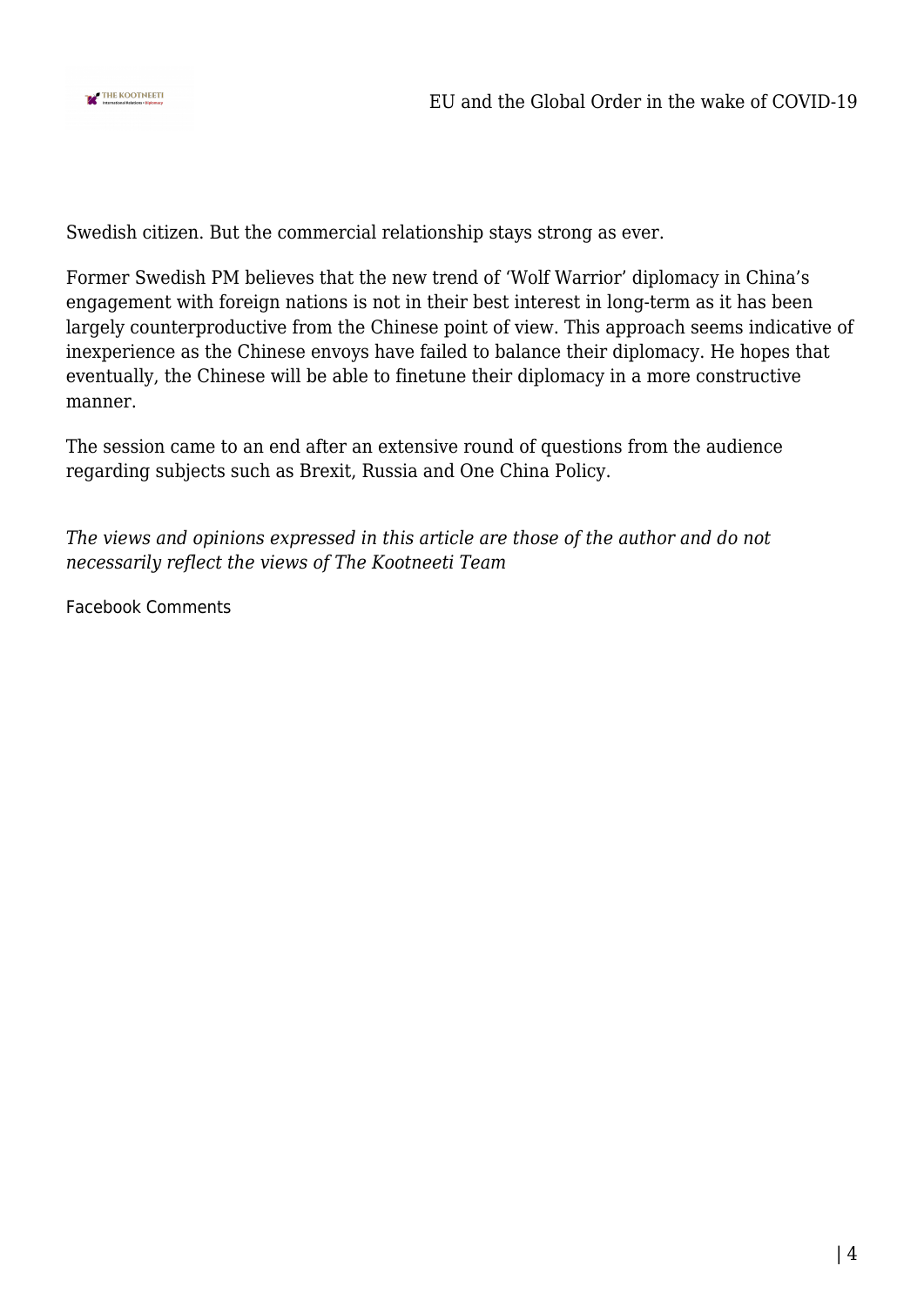Swedish citizen. But the commercial relationship stays strong as ever.

Former Swedish PM believes that the new trend of 'Wolf Warrior' diplomacy in China's engagement with foreign nations is not in their best interest in long-term as it has been largely counterproductive from the Chinese point of view. This approach seems indicative of inexperience as the Chinese envoys have failed to balance their diplomacy. He hopes that eventually, the Chinese will be able to finetune their diplomacy in a more constructive manner.

The session came to an end after an extensive round of questions from the audience regarding subjects such as Brexit, Russia and One China Policy.

*The views and opinions expressed in this article are those of the author and do not necessarily reflect the views of The Kootneeti Team*

Facebook Comments